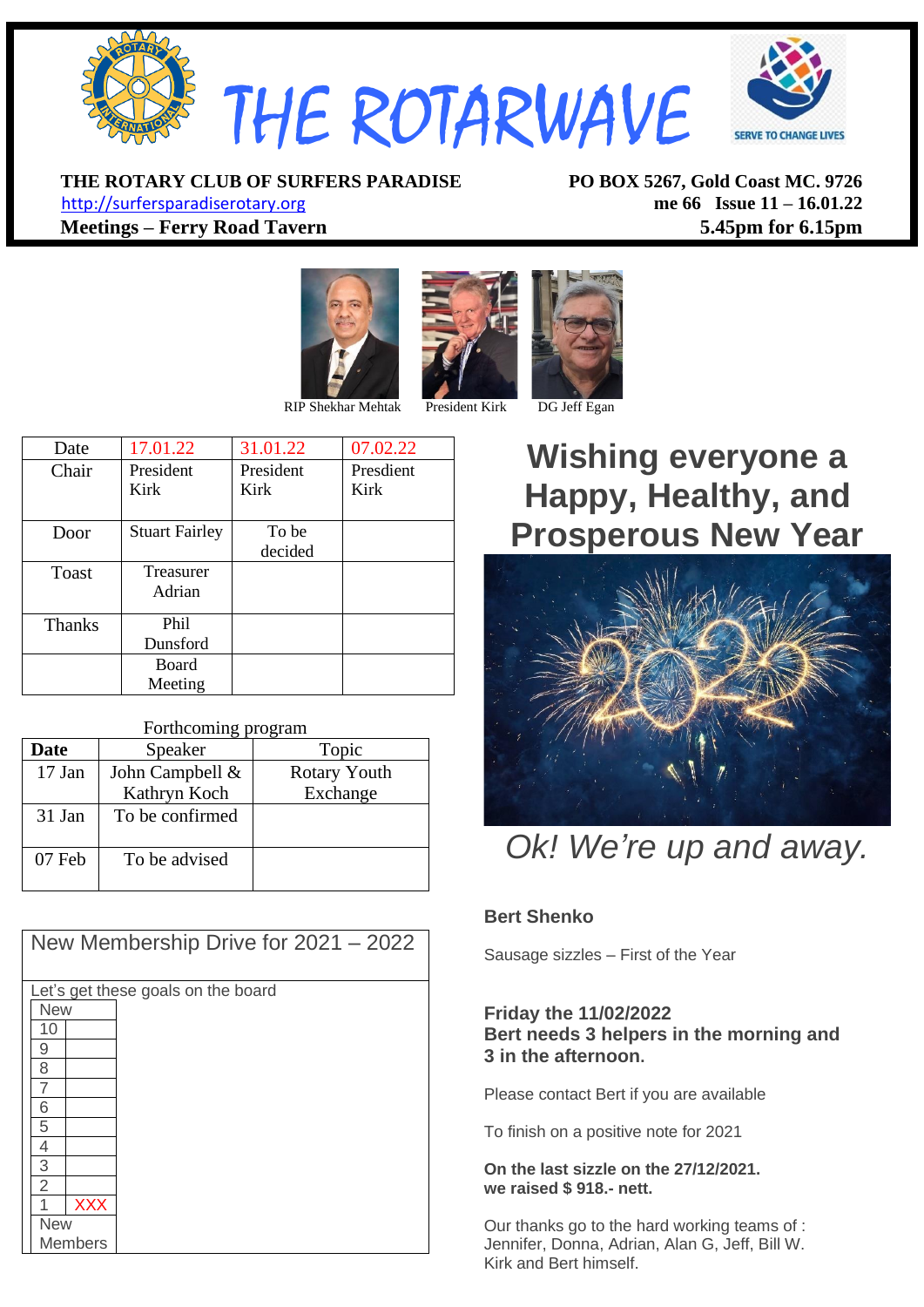# THE ROTARWAVE

**THE ROTARY CLUB OF SURFERS PARADISE** | **PO BOX 5267, Gold Coast MC. 9726**

http://surfersparadiserotary.org

**me 66 Issue 11 – 16.01.22**

**Meetings – Ferry Road Tavern** | **5.45pm for 6.15pm**

RIP Shekhar Mehtak | President Kirk | DG Jeff Egan

| Date | 17.01.22 | 31.01.22 | 07.02.22 |
|---|---|---|---|
| Chair | President Kirk | President Kirk | Presdient Kirk |
| Door | Stuart Fairley | To be decided | |
| Toast | Treasurer Adrian | | |
| Thanks | Phil Dunsford | | |
| | Board Meeting | | |

Forthcoming program

| **Date** | Speaker | Topic |
|---|---|---|
| 17 Jan | John Campbell & Kathryn Koch | Rotary Youth Exchange |
| 31 Jan | To be confirmed | |
| 07 Feb | To be advised | |

New Membership Drive for 2021 – 2022

Let's get these goals on the board

| New | |
|---|---|
| 10 | |
| 9 | |
| 8 | |
| 7 | |
| 6 | |
| 5 | |
| 4 | |
| 3 | |
| 2 | |
| 1 | XXX |
| New Members | |

## Wishing everyone a Happy, Healthy, and Prosperous New Year

*Ok! We're up and away.*

**Bert Shenko**

Sausage sizzles – First of the Year

**Friday the 11/02/2022**
**Bert needs 3 helpers in the morning and 3 in the afternoon.**

Please contact Bert if you are available

To finish on a positive note for 2021

**On the last sizzle on the 27/12/2021.**
**we raised $ 918.- nett.**

Our thanks go to the hard working teams of :
Jennifer, Donna, Adrian, Alan G, Jeff, Bill W.
Kirk and Bert himself.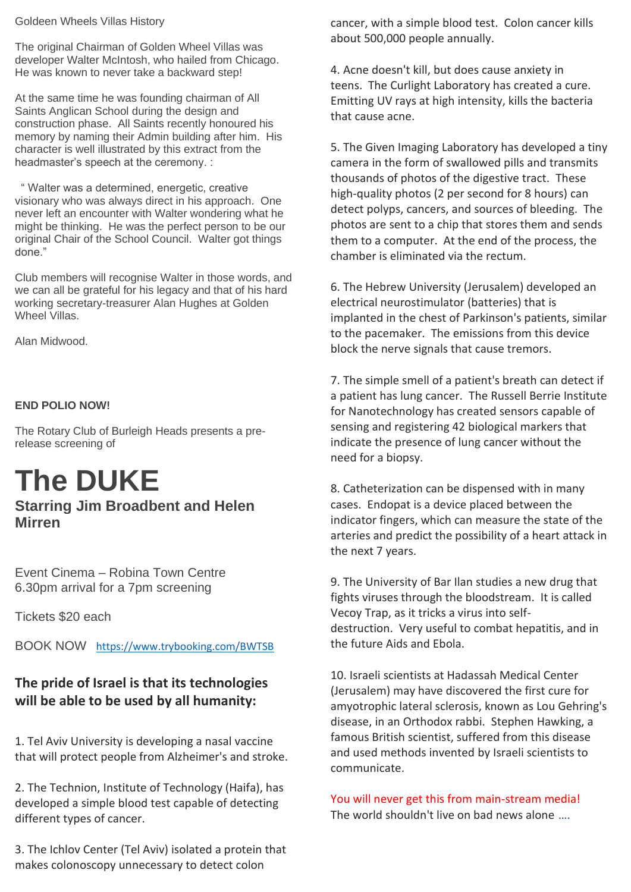Goldeen Wheels Villas History

The original Chairman of Golden Wheel Villas was developer Walter McIntosh, who hailed from Chicago. He was known to never take a backward step!

At the same time he was founding chairman of All Saints Anglican School during the design and construction phase. All Saints recently honoured his memory by naming their Admin building after him. His character is well illustrated by this extract from the headmaster's speech at the ceremony. :

" Walter was a determined, energetic, creative visionary who was always direct in his approach. One never left an encounter with Walter wondering what he might be thinking. He was the perfect person to be our original Chair of the School Council. Walter got things done."

Club members will recognise Walter in those words, and we can all be grateful for his legacy and that of his hard working secretary-treasurer Alan Hughes at Golden Wheel Villas.

Alan Midwood.

**END POLIO NOW!**

The Rotary Club of Burleigh Heads presents a pre-release screening of

# The DUKE

## Starring Jim Broadbent and Helen Mirren

Event Cinema – Robina Town Centre
6.30pm arrival for a 7pm screening

Tickets $20 each

BOOK NOW https://www.trybooking.com/BWTSB

## The pride of Israel is that its technologies will be able to be used by all humanity:

1. Tel Aviv University is developing a nasal vaccine that will protect people from Alzheimer's and stroke.

2. The Technion, Institute of Technology (Haifa), has developed a simple blood test capable of detecting different types of cancer.

3. The Ichlov Center (Tel Aviv) isolated a protein that makes colonoscopy unnecessary to detect colon cancer, with a simple blood test. Colon cancer kills about 500,000 people annually.

4. Acne doesn't kill, but does cause anxiety in teens. The Curlight Laboratory has created a cure. Emitting UV rays at high intensity, kills the bacteria that cause acne.

5. The Given Imaging Laboratory has developed a tiny camera in the form of swallowed pills and transmits thousands of photos of the digestive tract. These high-quality photos (2 per second for 8 hours) can detect polyps, cancers, and sources of bleeding. The photos are sent to a chip that stores them and sends them to a computer. At the end of the process, the chamber is eliminated via the rectum.

6. The Hebrew University (Jerusalem) developed an electrical neurostimulator (batteries) that is implanted in the chest of Parkinson's patients, similar to the pacemaker. The emissions from this device block the nerve signals that cause tremors.

7. The simple smell of a patient's breath can detect if a patient has lung cancer. The Russell Berrie Institute for Nanotechnology has created sensors capable of sensing and registering 42 biological markers that indicate the presence of lung cancer without the need for a biopsy.

8. Catheterization can be dispensed with in many cases. Endopat is a device placed between the indicator fingers, which can measure the state of the arteries and predict the possibility of a heart attack in the next 7 years.

9. The University of Bar Ilan studies a new drug that fights viruses through the bloodstream. It is called Vecoy Trap, as it tricks a virus into self-destruction. Very useful to combat hepatitis, and in the future Aids and Ebola.

10. Israeli scientists at Hadassah Medical Center (Jerusalem) may have discovered the first cure for amyotrophic lateral sclerosis, known as Lou Gehring's disease, in an Orthodox rabbi. Stephen Hawking, a famous British scientist, suffered from this disease and used methods invented by Israeli scientists to communicate.

You will never get this from main-stream media!
The world shouldn't live on bad news alone ....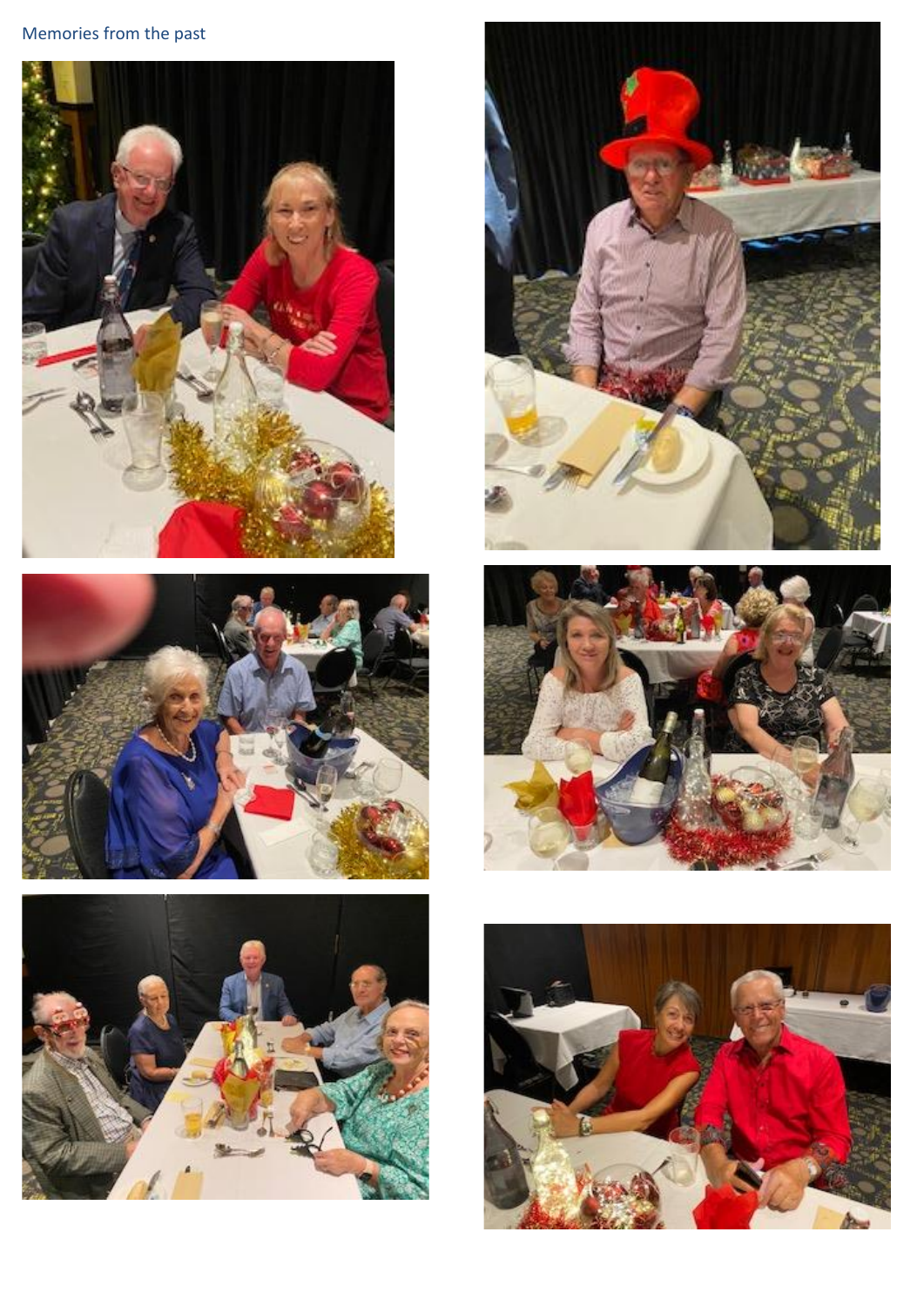Memories from the past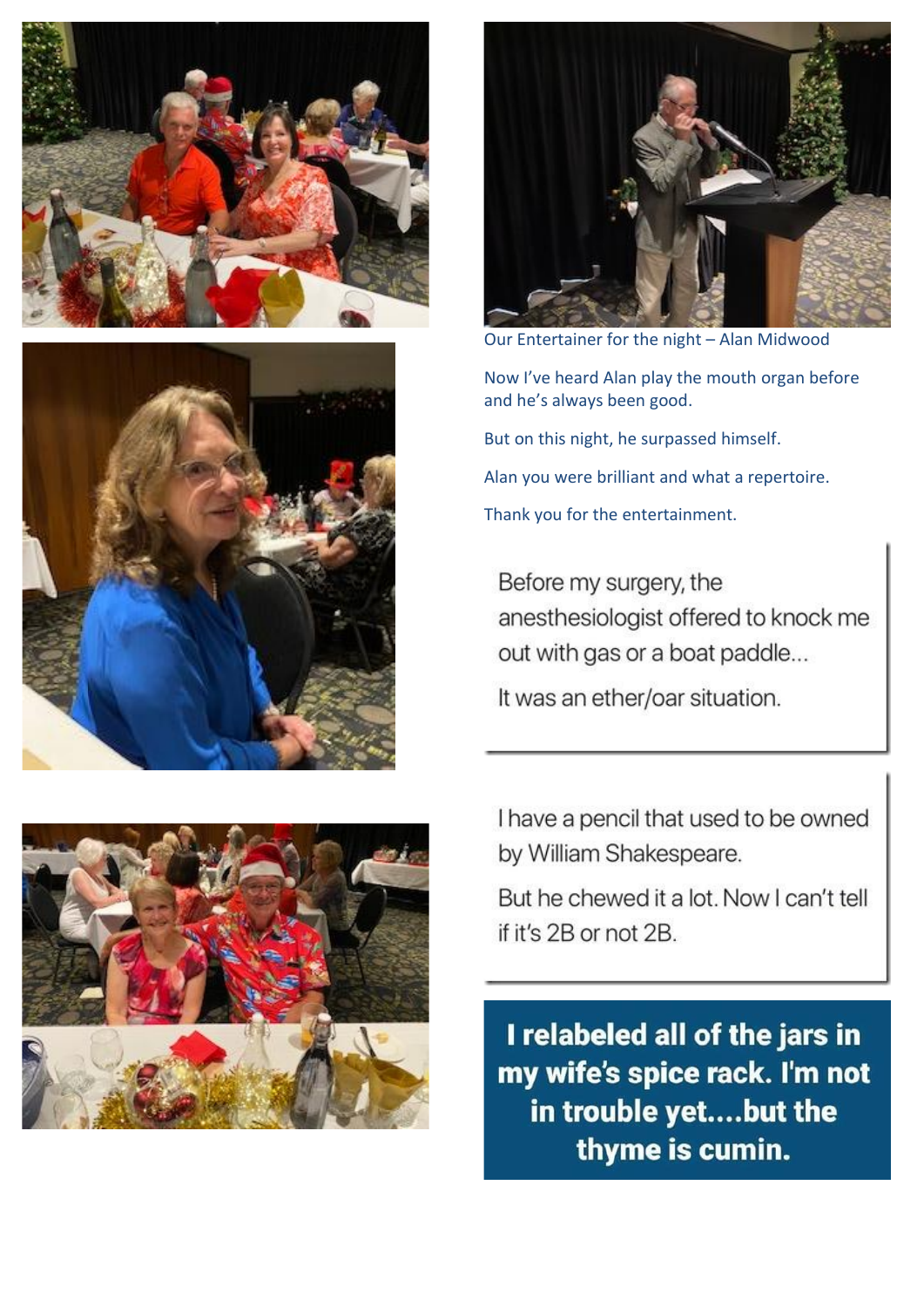Our Entertainer for the night – Alan Midwood

Now I've heard Alan play the mouth organ before and he's always been good.

But on this night, he surpassed himself.

Alan you were brilliant and what a repertoire.

Thank you for the entertainment.

Before my surgery, the anesthesiologist offered to knock me out with gas or a boat paddle...

It was an ether/oar situation.

I have a pencil that used to be owned by William Shakespeare.

But he chewed it a lot. Now I can't tell if it's 2B or not 2B.

**I relabeled all of the jars in my wife's spice rack. I'm not in trouble yet....but the thyme is cumin.**